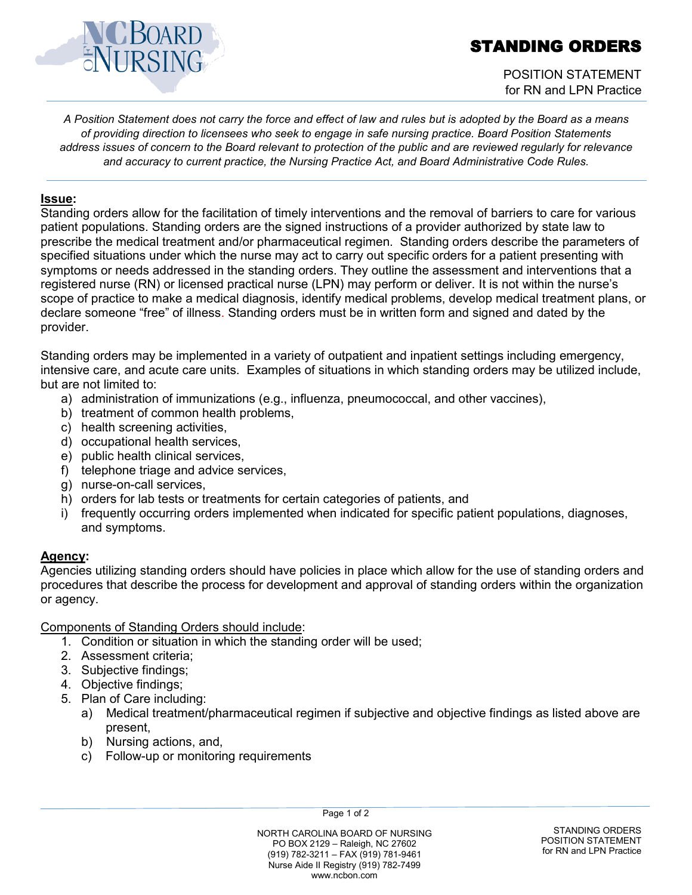# STANDING ORDERS

POSITION STATEMENT
for RN and LPN Practice

*A Position Statement does not carry the force and effect of law and rules but is adopted by the Board as a means of providing direction to licensees who seek to engage in safe nursing practice. Board Position Statements address issues of concern to the Board relevant to protection of the public and are reviewed regularly for relevance and accuracy to current practice, the Nursing Practice Act, and Board Administrative Code Rules.*

## Issue:

Standing orders allow for the facilitation of timely interventions and the removal of barriers to care for various patient populations. Standing orders are the signed instructions of a provider authorized by state law to prescribe the medical treatment and/or pharmaceutical regimen. Standing orders describe the parameters of specified situations under which the nurse may act to carry out specific orders for a patient presenting with symptoms or needs addressed in the standing orders. They outline the assessment and interventions that a registered nurse (RN) or licensed practical nurse (LPN) may perform or deliver. It is not within the nurse's scope of practice to make a medical diagnosis, identify medical problems, develop medical treatment plans, or declare someone "free" of illness. Standing orders must be in written form and signed and dated by the provider.

Standing orders may be implemented in a variety of outpatient and inpatient settings including emergency, intensive care, and acute care units. Examples of situations in which standing orders may be utilized include, but are not limited to:

a) administration of immunizations (e.g., influenza, pneumococcal, and other vaccines),
b) treatment of common health problems,
c) health screening activities,
d) occupational health services,
e) public health clinical services,
f) telephone triage and advice services,
g) nurse-on-call services,
h) orders for lab tests or treatments for certain categories of patients, and
i) frequently occurring orders implemented when indicated for specific patient populations, diagnoses, and symptoms.

## Agency:

Agencies utilizing standing orders should have policies in place which allow for the use of standing orders and procedures that describe the process for development and approval of standing orders within the organization or agency.

Components of Standing Orders should include:

1. Condition or situation in which the standing order will be used;
2. Assessment criteria;
3. Subjective findings;
4. Objective findings;
5. Plan of Care including:
   a) Medical treatment/pharmaceutical regimen if subjective and objective findings as listed above are present,
   b) Nursing actions, and,
   c) Follow-up or monitoring requirements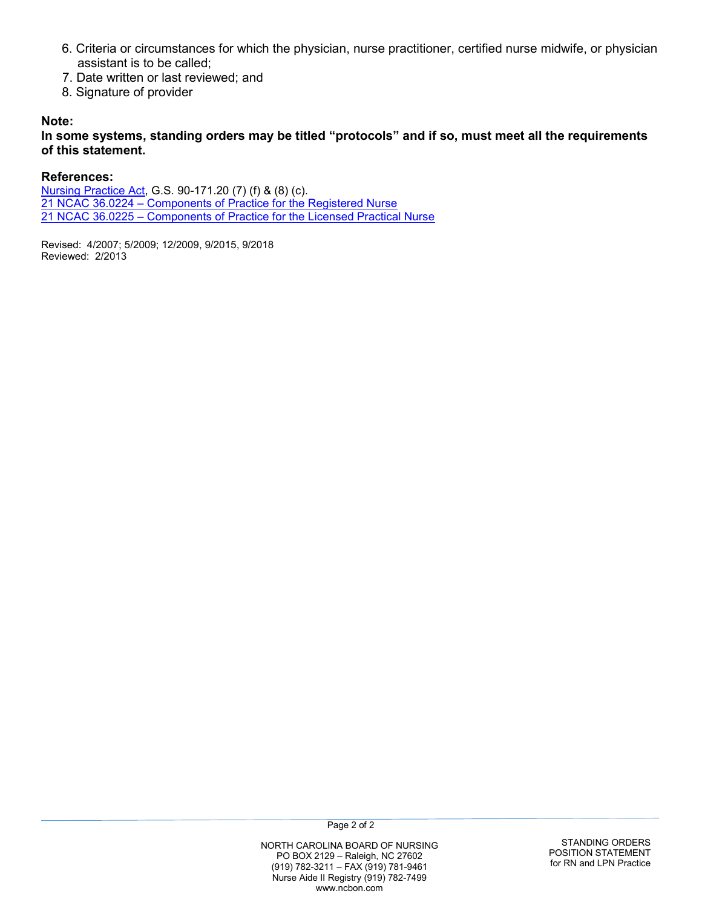6. Criteria or circumstances for which the physician, nurse practitioner, certified nurse midwife, or physician assistant is to be called;
7. Date written or last reviewed; and
8. Signature of provider

**Note:**
**In some systems, standing orders may be titled "protocols" and if so, must meet all the requirements of this statement.**

**References:**
Nursing Practice Act, G.S. 90-171.20 (7) (f) & (8) (c).
21 NCAC 36.0224 – Components of Practice for the Registered Nurse
21 NCAC 36.0225 – Components of Practice for the Licensed Practical Nurse

Revised: 4/2007; 5/2009; 12/2009, 9/2015, 9/2018
Reviewed: 2/2013